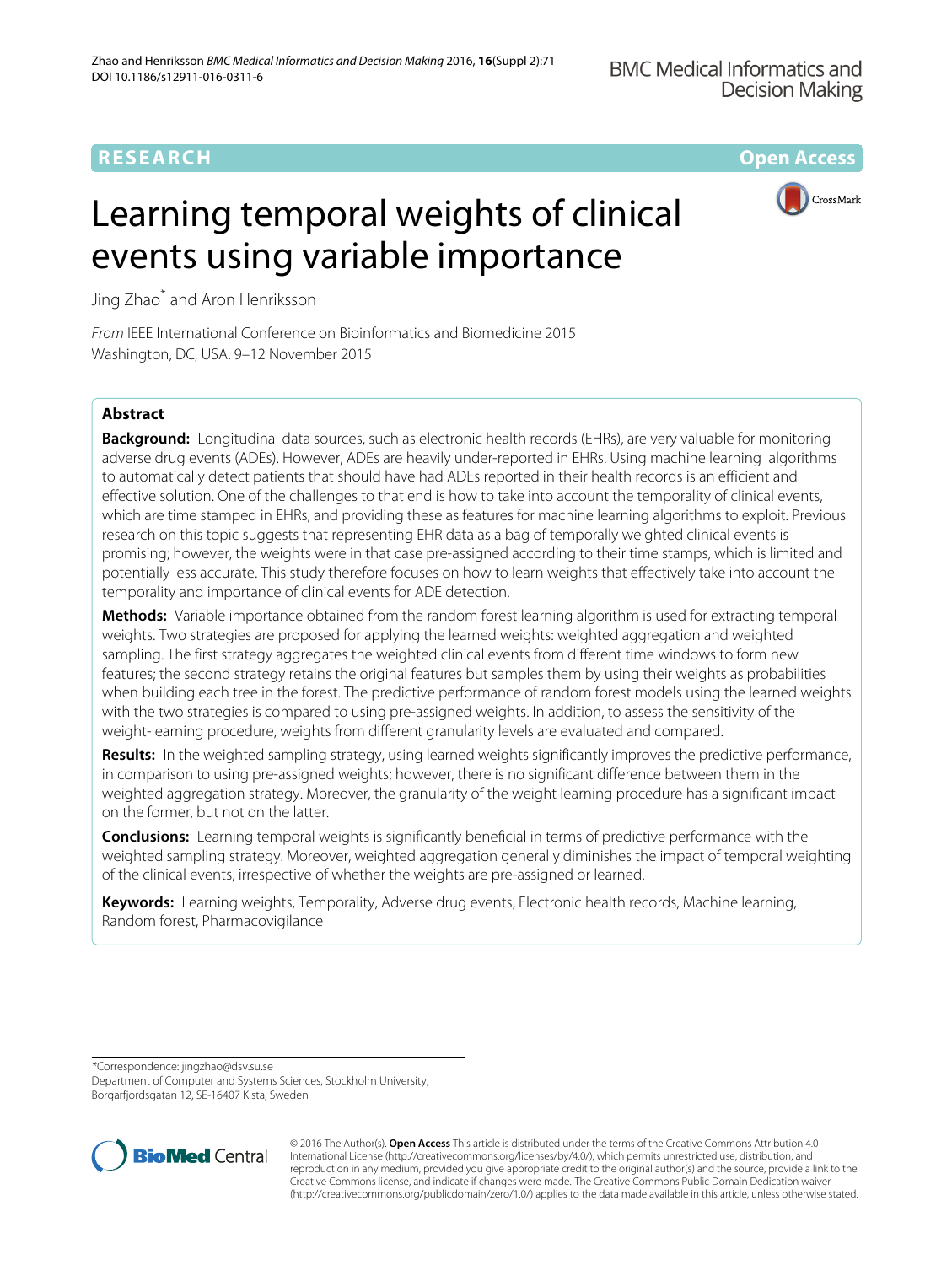RESEARCH

Open Access

# Learning temporal weights of clinical events using variable importance

Jing Zhao* and Aron Henriksson

*From* IEEE International Conference on Bioinformatics and Biomedicine 2015
Washington, DC, USA. 9–12 November 2015

## Abstract

**Background:** Longitudinal data sources, such as electronic health records (EHRs), are very valuable for monitoring adverse drug events (ADEs). However, ADEs are heavily under-reported in EHRs. Using machine learning algorithms to automatically detect patients that should have had ADEs reported in their health records is an efficient and effective solution. One of the challenges to that end is how to take into account the temporality of clinical events, which are time stamped in EHRs, and providing these as features for machine learning algorithms to exploit. Previous research on this topic suggests that representing EHR data as a bag of temporally weighted clinical events is promising; however, the weights were in that case pre-assigned according to their time stamps, which is limited and potentially less accurate. This study therefore focuses on how to learn weights that effectively take into account the temporality and importance of clinical events for ADE detection.

**Methods:** Variable importance obtained from the random forest learning algorithm is used for extracting temporal weights. Two strategies are proposed for applying the learned weights: weighted aggregation and weighted sampling. The first strategy aggregates the weighted clinical events from different time windows to form new features; the second strategy retains the original features but samples them by using their weights as probabilities when building each tree in the forest. The predictive performance of random forest models using the learned weights with the two strategies is compared to using pre-assigned weights. In addition, to assess the sensitivity of the weight-learning procedure, weights from different granularity levels are evaluated and compared.

**Results:** In the weighted sampling strategy, using learned weights significantly improves the predictive performance, in comparison to using pre-assigned weights; however, there is no significant difference between them in the weighted aggregation strategy. Moreover, the granularity of the weight learning procedure has a significant impact on the former, but not on the latter.

**Conclusions:** Learning temporal weights is significantly beneficial in terms of predictive performance with the weighted sampling strategy. Moreover, weighted aggregation generally diminishes the impact of temporal weighting of the clinical events, irrespective of whether the weights are pre-assigned or learned.

**Keywords:** Learning weights, Temporality, Adverse drug events, Electronic health records, Machine learning, Random forest, Pharmacovigilance

*Correspondence: jingzhao@dsv.su.se
Department of Computer and Systems Sciences, Stockholm University, Borgarfjordsgatan 12, SE-16407 Kista, Sweden

© 2016 The Author(s). **Open Access** This article is distributed under the terms of the Creative Commons Attribution 4.0 International License (http://creativecommons.org/licenses/by/4.0/), which permits unrestricted use, distribution, and reproduction in any medium, provided you give appropriate credit to the original author(s) and the source, provide a link to the Creative Commons license, and indicate if changes were made. The Creative Commons Public Domain Dedication waiver (http://creativecommons.org/publicdomain/zero/1.0/) applies to the data made available in this article, unless otherwise stated.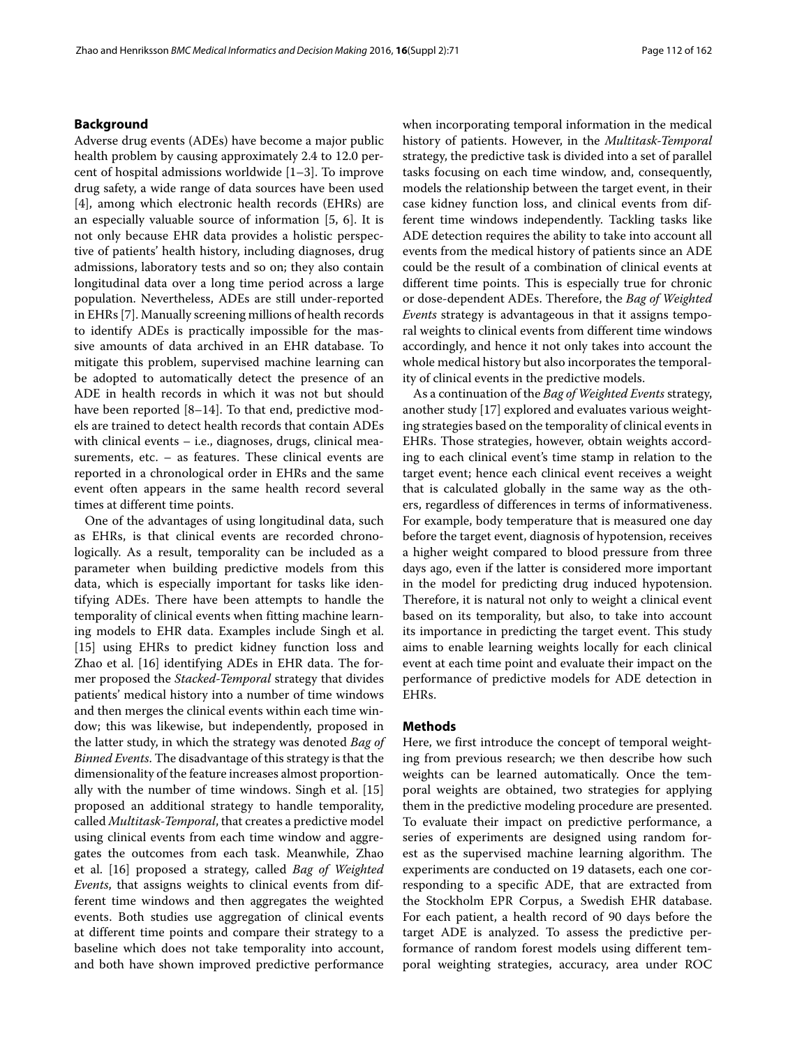## Background

Adverse drug events (ADEs) have become a major public health problem by causing approximately 2.4 to 12.0 percent of hospital admissions worldwide [1–3]. To improve drug safety, a wide range of data sources have been used [4], among which electronic health records (EHRs) are an especially valuable source of information [5, 6]. It is not only because EHR data provides a holistic perspective of patients' health history, including diagnoses, drug admissions, laboratory tests and so on; they also contain longitudinal data over a long time period across a large population. Nevertheless, ADEs are still under-reported in EHRs [7]. Manually screening millions of health records to identify ADEs is practically impossible for the massive amounts of data archived in an EHR database. To mitigate this problem, supervised machine learning can be adopted to automatically detect the presence of an ADE in health records in which it was not but should have been reported [8–14]. To that end, predictive models are trained to detect health records that contain ADEs with clinical events – i.e., diagnoses, drugs, clinical measurements, etc. – as features. These clinical events are reported in a chronological order in EHRs and the same event often appears in the same health record several times at different time points.

One of the advantages of using longitudinal data, such as EHRs, is that clinical events are recorded chronologically. As a result, temporality can be included as a parameter when building predictive models from this data, which is especially important for tasks like identifying ADEs. There have been attempts to handle the temporality of clinical events when fitting machine learning models to EHR data. Examples include Singh et al. [15] using EHRs to predict kidney function loss and Zhao et al. [16] identifying ADEs in EHR data. The former proposed the *Stacked-Temporal* strategy that divides patients' medical history into a number of time windows and then merges the clinical events within each time window; this was likewise, but independently, proposed in the latter study, in which the strategy was denoted *Bag of Binned Events*. The disadvantage of this strategy is that the dimensionality of the feature increases almost proportionally with the number of time windows. Singh et al. [15] proposed an additional strategy to handle temporality, called *Multitask-Temporal*, that creates a predictive model using clinical events from each time window and aggregates the outcomes from each task. Meanwhile, Zhao et al. [16] proposed a strategy, called *Bag of Weighted Events*, that assigns weights to clinical events from different time windows and then aggregates the weighted events. Both studies use aggregation of clinical events at different time points and compare their strategy to a baseline which does not take temporality into account, and both have shown improved predictive performance when incorporating temporal information in the medical history of patients. However, in the *Multitask-Temporal* strategy, the predictive task is divided into a set of parallel tasks focusing on each time window, and, consequently, models the relationship between the target event, in their case kidney function loss, and clinical events from different time windows independently. Tackling tasks like ADE detection requires the ability to take into account all events from the medical history of patients since an ADE could be the result of a combination of clinical events at different time points. This is especially true for chronic or dose-dependent ADEs. Therefore, the *Bag of Weighted Events* strategy is advantageous in that it assigns temporal weights to clinical events from different time windows accordingly, and hence it not only takes into account the whole medical history but also incorporates the temporality of clinical events in the predictive models.

As a continuation of the *Bag of Weighted Events* strategy, another study [17] explored and evaluates various weighting strategies based on the temporality of clinical events in EHRs. Those strategies, however, obtain weights according to each clinical event's time stamp in relation to the target event; hence each clinical event receives a weight that is calculated globally in the same way as the others, regardless of differences in terms of informativeness. For example, body temperature that is measured one day before the target event, diagnosis of hypotension, receives a higher weight compared to blood pressure from three days ago, even if the latter is considered more important in the model for predicting drug induced hypotension. Therefore, it is natural not only to weight a clinical event based on its temporality, but also, to take into account its importance in predicting the target event. This study aims to enable learning weights locally for each clinical event at each time point and evaluate their impact on the performance of predictive models for ADE detection in EHRs.

## Methods

Here, we first introduce the concept of temporal weighting from previous research; we then describe how such weights can be learned automatically. Once the temporal weights are obtained, two strategies for applying them in the predictive modeling procedure are presented. To evaluate their impact on predictive performance, a series of experiments are designed using random forest as the supervised machine learning algorithm. The experiments are conducted on 19 datasets, each one corresponding to a specific ADE, that are extracted from the Stockholm EPR Corpus, a Swedish EHR database. For each patient, a health record of 90 days before the target ADE is analyzed. To assess the predictive performance of random forest models using different temporal weighting strategies, accuracy, area under ROC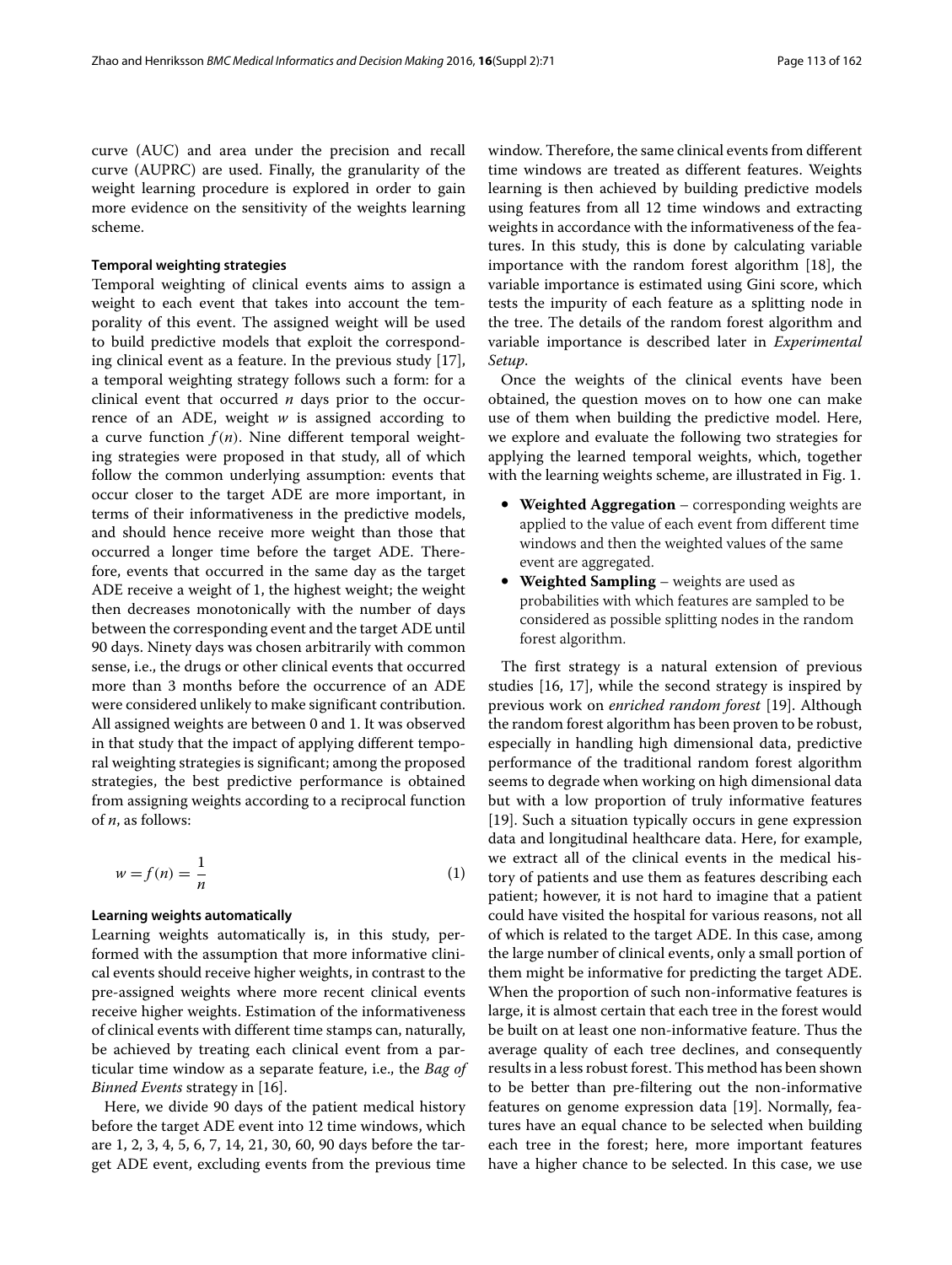curve (AUC) and area under the precision and recall curve (AUPRC) are used. Finally, the granularity of the weight learning procedure is explored in order to gain more evidence on the sensitivity of the weights learning scheme.

### Temporal weighting strategies

Temporal weighting of clinical events aims to assign a weight to each event that takes into account the temporality of this event. The assigned weight will be used to build predictive models that exploit the corresponding clinical event as a feature. In the previous study [17], a temporal weighting strategy follows such a form: for a clinical event that occurred $n$ days prior to the occurrence of an ADE, weight $w$ is assigned according to a curve function $f(n)$. Nine different temporal weighting strategies were proposed in that study, all of which follow the common underlying assumption: events that occur closer to the target ADE are more important, in terms of their informativeness in the predictive models, and should hence receive more weight than those that occurred a longer time before the target ADE. Therefore, events that occurred in the same day as the target ADE receive a weight of 1, the highest weight; the weight then decreases monotonically with the number of days between the corresponding event and the target ADE until 90 days. Ninety days was chosen arbitrarily with common sense, i.e., the drugs or other clinical events that occurred more than 3 months before the occurrence of an ADE were considered unlikely to make significant contribution. All assigned weights are between 0 and 1. It was observed in that study that the impact of applying different temporal weighting strategies is significant; among the proposed strategies, the best predictive performance is obtained from assigning weights according to a reciprocal function of $n$, as follows:

$$w = f(n) = \frac{1}{n} \tag{1}$$

### Learning weights automatically

Learning weights automatically is, in this study, performed with the assumption that more informative clinical events should receive higher weights, in contrast to the pre-assigned weights where more recent clinical events receive higher weights. Estimation of the informativeness of clinical events with different time stamps can, naturally, be achieved by treating each clinical event from a particular time window as a separate feature, i.e., the *Bag of Binned Events* strategy in [16].

Here, we divide 90 days of the patient medical history before the target ADE event into 12 time windows, which are 1, 2, 3, 4, 5, 6, 7, 14, 21, 30, 60, 90 days before the target ADE event, excluding events from the previous time window. Therefore, the same clinical events from different time windows are treated as different features. Weights learning is then achieved by building predictive models using features from all 12 time windows and extracting weights in accordance with the informativeness of the features. In this study, this is done by calculating variable importance with the random forest algorithm [18], the variable importance is estimated using Gini score, which tests the impurity of each feature as a splitting node in the tree. The details of the random forest algorithm and variable importance is described later in *Experimental Setup*.

Once the weights of the clinical events have been obtained, the question moves on to how one can make use of them when building the predictive model. Here, we explore and evaluate the following two strategies for applying the learned temporal weights, which, together with the learning weights scheme, are illustrated in Fig. 1.

- **Weighted Aggregation** – corresponding weights are applied to the value of each event from different time windows and then the weighted values of the same event are aggregated.
- **Weighted Sampling** – weights are used as probabilities with which features are sampled to be considered as possible splitting nodes in the random forest algorithm.

The first strategy is a natural extension of previous studies [16, 17], while the second strategy is inspired by previous work on *enriched random forest* [19]. Although the random forest algorithm has been proven to be robust, especially in handling high dimensional data, predictive performance of the traditional random forest algorithm seems to degrade when working on high dimensional data but with a low proportion of truly informative features [19]. Such a situation typically occurs in gene expression data and longitudinal healthcare data. Here, for example, we extract all of the clinical events in the medical history of patients and use them as features describing each patient; however, it is not hard to imagine that a patient could have visited the hospital for various reasons, not all of which is related to the target ADE. In this case, among the large number of clinical events, only a small portion of them might be informative for predicting the target ADE. When the proportion of such non-informative features is large, it is almost certain that each tree in the forest would be built on at least one non-informative feature. Thus the average quality of each tree declines, and consequently results in a less robust forest. This method has been shown to be better than pre-filtering out the non-informative features on genome expression data [19]. Normally, features have an equal chance to be selected when building each tree in the forest; here, more important features have a higher chance to be selected. In this case, we use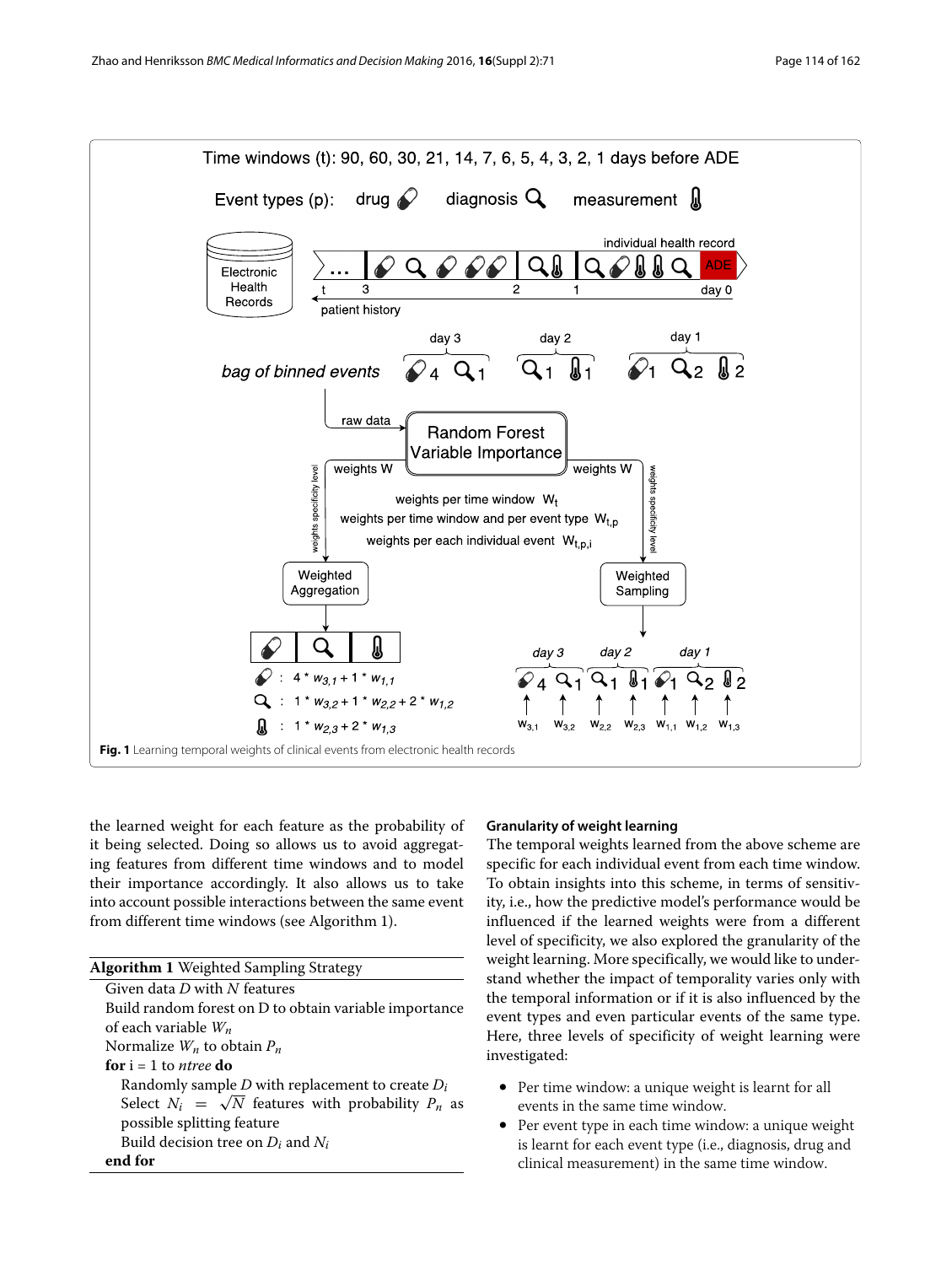Fig. 1 Learning temporal weights of clinical events from electronic health records

the learned weight for each feature as the probability of it being selected. Doing so allows us to avoid aggregating features from different time windows and to model their importance accordingly. It also allows us to take into account possible interactions between the same event from different time windows (see Algorithm 1).

**Algorithm 1** Weighted Sampling Strategy

Given data $D$ with $N$ features
Build random forest on D to obtain variable importance of each variable $W_n$
Normalize $W_n$ to obtain $P_n$
**for** i = 1 to *ntree* **do**
  Randomly sample $D$ with replacement to create $D_i$
  Select $N_i = \sqrt{N}$ features with probability $P_n$ as possible splitting feature
  Build decision tree on $D_i$ and $N_i$
**end for**

### Granularity of weight learning

The temporal weights learned from the above scheme are specific for each individual event from each time window. To obtain insights into this scheme, in terms of sensitivity, i.e., how the predictive model's performance would be influenced if the learned weights were from a different level of specificity, we also explored the granularity of the weight learning. More specifically, we would like to understand whether the impact of temporality varies only with the temporal information or if it is also influenced by the event types and even particular events of the same type. Here, three levels of specificity of weight learning were investigated:

- Per time window: a unique weight is learnt for all events in the same time window.
- Per event type in each time window: a unique weight is learnt for each event type (i.e., diagnosis, drug and clinical measurement) in the same time window.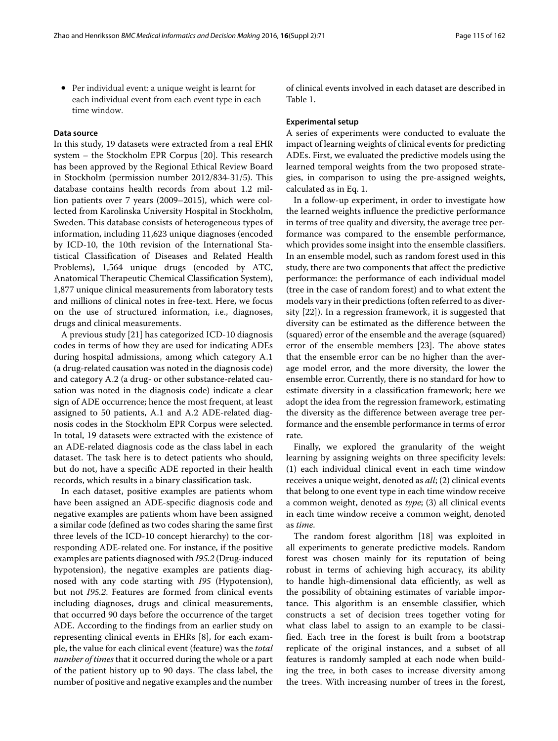- Per individual event: a unique weight is learnt for each individual event from each event type in each time window.

#### Data source

In this study, 19 datasets were extracted from a real EHR system – the Stockholm EPR Corpus [20]. This research has been approved by the Regional Ethical Review Board in Stockholm (permission number 2012/834-31/5). This database contains health records from about 1.2 million patients over 7 years (2009–2015), which were collected from Karolinska University Hospital in Stockholm, Sweden. This database consists of heterogeneous types of information, including 11,623 unique diagnoses (encoded by ICD-10, the 10th revision of the International Statistical Classification of Diseases and Related Health Problems), 1,564 unique drugs (encoded by ATC, Anatomical Therapeutic Chemical Classification System), 1,877 unique clinical measurements from laboratory tests and millions of clinical notes in free-text. Here, we focus on the use of structured information, i.e., diagnoses, drugs and clinical measurements.

A previous study [21] has categorized ICD-10 diagnosis codes in terms of how they are used for indicating ADEs during hospital admissions, among which category A.1 (a drug-related causation was noted in the diagnosis code) and category A.2 (a drug- or other substance-related causation was noted in the diagnosis code) indicate a clear sign of ADE occurrence; hence the most frequent, at least assigned to 50 patients, A.1 and A.2 ADE-related diagnosis codes in the Stockholm EPR Corpus were selected. In total, 19 datasets were extracted with the existence of an ADE-related diagnosis code as the class label in each dataset. The task here is to detect patients who should, but do not, have a specific ADE reported in their health records, which results in a binary classification task.

In each dataset, positive examples are patients whom have been assigned an ADE-specific diagnosis code and negative examples are patients whom have been assigned a similar code (defined as two codes sharing the same first three levels of the ICD-10 concept hierarchy) to the corresponding ADE-related one. For instance, if the positive examples are patients diagnosed with *I95.2* (Drug-induced hypotension), the negative examples are patients diagnosed with any code starting with *I95* (Hypotension), but not *I95.2*. Features are formed from clinical events including diagnoses, drugs and clinical measurements, that occurred 90 days before the occurrence of the target ADE. According to the findings from an earlier study on representing clinical events in EHRs [8], for each example, the value for each clinical event (feature) was the *total number of times* that it occurred during the whole or a part of the patient history up to 90 days. The class label, the number of positive and negative examples and the number of clinical events involved in each dataset are described in Table 1.

#### Experimental setup

A series of experiments were conducted to evaluate the impact of learning weights of clinical events for predicting ADEs. First, we evaluated the predictive models using the learned temporal weights from the two proposed strategies, in comparison to using the pre-assigned weights, calculated as in Eq. 1.

In a follow-up experiment, in order to investigate how the learned weights influence the predictive performance in terms of tree quality and diversity, the average tree performance was compared to the ensemble performance, which provides some insight into the ensemble classifiers. In an ensemble model, such as random forest used in this study, there are two components that affect the predictive performance: the performance of each individual model (tree in the case of random forest) and to what extent the models vary in their predictions (often referred to as diversity [22]). In a regression framework, it is suggested that diversity can be estimated as the difference between the (squared) error of the ensemble and the average (squared) error of the ensemble members [23]. The above states that the ensemble error can be no higher than the average model error, and the more diversity, the lower the ensemble error. Currently, there is no standard for how to estimate diversity in a classification framework; here we adopt the idea from the regression framework, estimating the diversity as the difference between average tree performance and the ensemble performance in terms of error rate.

Finally, we explored the granularity of the weight learning by assigning weights on three specificity levels: (1) each individual clinical event in each time window receives a unique weight, denoted as *all*; (2) clinical events that belong to one event type in each time window receive a common weight, denoted as *type*; (3) all clinical events in each time window receive a common weight, denoted as *time*.

The random forest algorithm [18] was exploited in all experiments to generate predictive models. Random forest was chosen mainly for its reputation of being robust in terms of achieving high accuracy, its ability to handle high-dimensional data efficiently, as well as the possibility of obtaining estimates of variable importance. This algorithm is an ensemble classifier, which constructs a set of decision trees together voting for what class label to assign to an example to be classified. Each tree in the forest is built from a bootstrap replicate of the original instances, and a subset of all features is randomly sampled at each node when building the tree, in both cases to increase diversity among the trees. With increasing number of trees in the forest,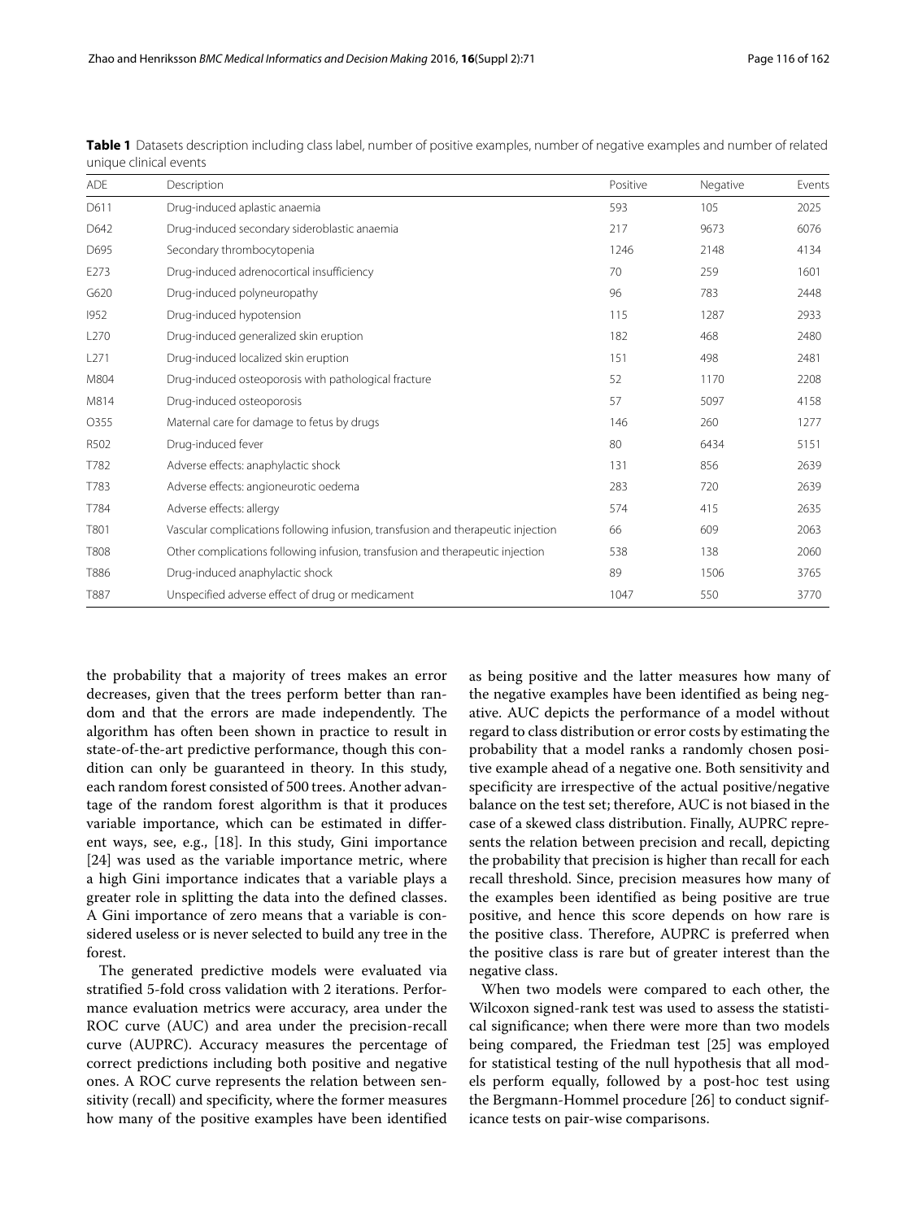**Table 1** Datasets description including class label, number of positive examples, number of negative examples and number of related unique clinical events

| ADE | Description | Positive | Negative | Events |
|---|---|---|---|---|
| D611 | Drug-induced aplastic anaemia | 593 | 105 | 2025 |
| D642 | Drug-induced secondary sideroblastic anaemia | 217 | 9673 | 6076 |
| D695 | Secondary thrombocytopenia | 1246 | 2148 | 4134 |
| E273 | Drug-induced adrenocortical insufficiency | 70 | 259 | 1601 |
| G620 | Drug-induced polyneuropathy | 96 | 783 | 2448 |
| I952 | Drug-induced hypotension | 115 | 1287 | 2933 |
| L270 | Drug-induced generalized skin eruption | 182 | 468 | 2480 |
| L271 | Drug-induced localized skin eruption | 151 | 498 | 2481 |
| M804 | Drug-induced osteoporosis with pathological fracture | 52 | 1170 | 2208 |
| M814 | Drug-induced osteoporosis | 57 | 5097 | 4158 |
| O355 | Maternal care for damage to fetus by drugs | 146 | 260 | 1277 |
| R502 | Drug-induced fever | 80 | 6434 | 5151 |
| T782 | Adverse effects: anaphylactic shock | 131 | 856 | 2639 |
| T783 | Adverse effects: angioneurotic oedema | 283 | 720 | 2639 |
| T784 | Adverse effects: allergy | 574 | 415 | 2635 |
| T801 | Vascular complications following infusion, transfusion and therapeutic injection | 66 | 609 | 2063 |
| T808 | Other complications following infusion, transfusion and therapeutic injection | 538 | 138 | 2060 |
| T886 | Drug-induced anaphylactic shock | 89 | 1506 | 3765 |
| T887 | Unspecified adverse effect of drug or medicament | 1047 | 550 | 3770 |

the probability that a majority of trees makes an error decreases, given that the trees perform better than random and that the errors are made independently. The algorithm has often been shown in practice to result in state-of-the-art predictive performance, though this condition can only be guaranteed in theory. In this study, each random forest consisted of 500 trees. Another advantage of the random forest algorithm is that it produces variable importance, which can be estimated in different ways, see, e.g., [18]. In this study, Gini importance [24] was used as the variable importance metric, where a high Gini importance indicates that a variable plays a greater role in splitting the data into the defined classes. A Gini importance of zero means that a variable is considered useless or is never selected to build any tree in the forest.

The generated predictive models were evaluated via stratified 5-fold cross validation with 2 iterations. Performance evaluation metrics were accuracy, area under the ROC curve (AUC) and area under the precision-recall curve (AUPRC). Accuracy measures the percentage of correct predictions including both positive and negative ones. A ROC curve represents the relation between sensitivity (recall) and specificity, where the former measures how many of the positive examples have been identified as being positive and the latter measures how many of the negative examples have been identified as being negative. AUC depicts the performance of a model without regard to class distribution or error costs by estimating the probability that a model ranks a randomly chosen positive example ahead of a negative one. Both sensitivity and specificity are irrespective of the actual positive/negative balance on the test set; therefore, AUC is not biased in the case of a skewed class distribution. Finally, AUPRC represents the relation between precision and recall, depicting the probability that precision is higher than recall for each recall threshold. Since, precision measures how many of the examples been identified as being positive are true positive, and hence this score depends on how rare is the positive class. Therefore, AUPRC is preferred when the positive class is rare but of greater interest than the negative class.

When two models were compared to each other, the Wilcoxon signed-rank test was used to assess the statistical significance; when there were more than two models being compared, the Friedman test [25] was employed for statistical testing of the null hypothesis that all models perform equally, followed by a post-hoc test using the Bergmann-Hommel procedure [26] to conduct significance tests on pair-wise comparisons.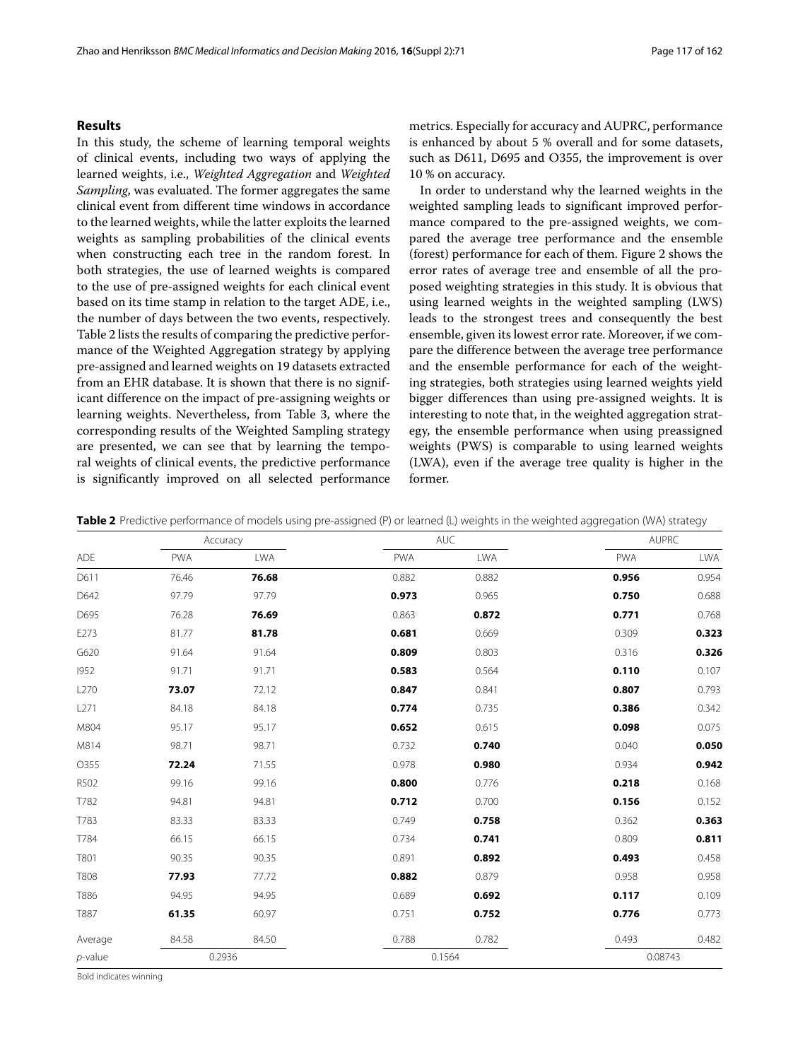## Results

In this study, the scheme of learning temporal weights of clinical events, including two ways of applying the learned weights, i.e., *Weighted Aggregation* and *Weighted Sampling*, was evaluated. The former aggregates the same clinical event from different time windows in accordance to the learned weights, while the latter exploits the learned weights as sampling probabilities of the clinical events when constructing each tree in the random forest. In both strategies, the use of learned weights is compared to the use of pre-assigned weights for each clinical event based on its time stamp in relation to the target ADE, i.e., the number of days between the two events, respectively. Table 2 lists the results of comparing the predictive performance of the Weighted Aggregation strategy by applying pre-assigned and learned weights on 19 datasets extracted from an EHR database. It is shown that there is no significant difference on the impact of pre-assigning weights or learning weights. Nevertheless, from Table 3, where the corresponding results of the Weighted Sampling strategy are presented, we can see that by learning the temporal weights of clinical events, the predictive performance is significantly improved on all selected performance metrics. Especially for accuracy and AUPRC, performance is enhanced by about 5 % overall and for some datasets, such as D611, D695 and O355, the improvement is over 10 % on accuracy.

In order to understand why the learned weights in the weighted sampling leads to significant improved performance compared to the pre-assigned weights, we compared the average tree performance and the ensemble (forest) performance for each of them. Figure 2 shows the error rates of average tree and ensemble of all the proposed weighting strategies in this study. It is obvious that using learned weights in the weighted sampling (LWS) leads to the strongest trees and consequently the best ensemble, given its lowest error rate. Moreover, if we compare the difference between the average tree performance and the ensemble performance for each of the weighting strategies, both strategies using learned weights yield bigger differences than using pre-assigned weights. It is interesting to note that, in the weighted aggregation strategy, the ensemble performance when using preassigned weights (PWS) is comparable to using learned weights (LWA), even if the average tree quality is higher in the former.

**Table 2** Predictive performance of models using pre-assigned (P) or learned (L) weights in the weighted aggregation (WA) strategy

| | Accuracy | | AUC | | AUPRC | |
|---|---|---|---|---|---|---|
| ADE | PWA | LWA | PWA | LWA | PWA | LWA |
| D611 | 76.46 | **76.68** | 0.882 | 0.882 | **0.956** | 0.954 |
| D642 | 97.79 | 97.79 | **0.973** | 0.965 | **0.750** | 0.688 |
| D695 | 76.28 | **76.69** | 0.863 | **0.872** | **0.771** | 0.768 |
| E273 | 81.77 | **81.78** | **0.681** | 0.669 | 0.309 | **0.323** |
| G620 | 91.64 | 91.64 | **0.809** | 0.803 | 0.316 | **0.326** |
| I952 | 91.71 | 91.71 | **0.583** | 0.564 | **0.110** | 0.107 |
| L270 | **73.07** | 72.12 | **0.847** | 0.841 | **0.807** | 0.793 |
| L271 | 84.18 | 84.18 | **0.774** | 0.735 | **0.386** | 0.342 |
| M804 | 95.17 | 95.17 | **0.652** | 0.615 | **0.098** | 0.075 |
| M814 | 98.71 | 98.71 | 0.732 | **0.740** | 0.040 | **0.050** |
| O355 | **72.24** | 71.55 | 0.978 | **0.980** | 0.934 | **0.942** |
| R502 | 99.16 | 99.16 | **0.800** | 0.776 | **0.218** | 0.168 |
| T782 | 94.81 | 94.81 | **0.712** | 0.700 | **0.156** | 0.152 |
| T783 | 83.33 | 83.33 | 0.749 | **0.758** | 0.362 | **0.363** |
| T784 | 66.15 | 66.15 | 0.734 | **0.741** | 0.809 | **0.811** |
| T801 | 90.35 | 90.35 | 0.891 | **0.892** | **0.493** | 0.458 |
| T808 | **77.93** | 77.72 | **0.882** | 0.879 | 0.958 | 0.958 |
| T886 | 94.95 | 94.95 | 0.689 | **0.692** | **0.117** | 0.109 |
| T887 | **61.35** | 60.97 | 0.751 | **0.752** | **0.776** | 0.773 |
| Average | 84.58 | 84.50 | 0.788 | 0.782 | 0.493 | 0.482 |
| *p*-value | 0.2936 | | 0.1564 | | 0.08743 | |

Bold indicates winning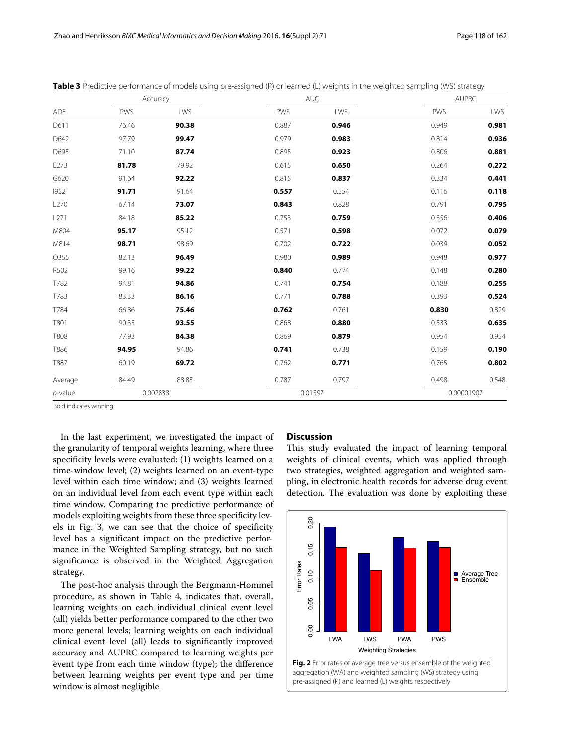**Table 3** Predictive performance of models using pre-assigned (P) or learned (L) weights in the weighted sampling (WS) strategy

| | Accuracy | | AUC | | AUPRC | |
|---|---|---|---|---|---|---|
| ADE | PWS | LWS | PWS | LWS | PWS | LWS |
| D611 | 76.46 | **90.38** | 0.887 | **0.946** | 0.949 | **0.981** |
| D642 | 97.79 | **99.47** | 0.979 | **0.983** | 0.814 | **0.936** |
| D695 | 71.10 | **87.74** | 0.895 | **0.923** | 0.806 | **0.881** |
| E273 | **81.78** | 79.92 | 0.615 | **0.650** | 0.264 | **0.272** |
| G620 | 91.64 | **92.22** | 0.815 | **0.837** | 0.334 | **0.441** |
| I952 | **91.71** | 91.64 | **0.557** | 0.554 | 0.116 | **0.118** |
| L270 | 67.14 | **73.07** | **0.843** | 0.828 | 0.791 | **0.795** |
| L271 | 84.18 | **85.22** | 0.753 | **0.759** | 0.356 | **0.406** |
| M804 | **95.17** | 95.12 | 0.571 | **0.598** | 0.072 | **0.079** |
| M814 | **98.71** | 98.69 | 0.702 | **0.722** | 0.039 | **0.052** |
| O355 | 82.13 | **96.49** | 0.980 | **0.989** | 0.948 | **0.977** |
| R502 | 99.16 | **99.22** | **0.840** | 0.774 | 0.148 | **0.280** |
| T782 | 94.81 | **94.86** | 0.741 | **0.754** | 0.188 | **0.255** |
| T783 | 83.33 | **86.16** | 0.771 | **0.788** | 0.393 | **0.524** |
| T784 | 66.86 | **75.46** | **0.762** | 0.761 | **0.830** | 0.829 |
| T801 | 90.35 | **93.55** | 0.868 | **0.880** | 0.533 | **0.635** |
| T808 | 77.93 | **84.38** | 0.869 | **0.879** | 0.954 | 0.954 |
| T886 | **94.95** | 94.86 | **0.741** | 0.738 | 0.159 | **0.190** |
| T887 | 60.19 | **69.72** | 0.762 | **0.771** | 0.765 | **0.802** |
| Average | 84.49 | 88.85 | 0.787 | 0.797 | 0.498 | 0.548 |
| *p*-value | 0.002838 | | 0.01597 | | 0.00001907 | |

Bold indicates winning

In the last experiment, we investigated the impact of the granularity of temporal weights learning, where three specificity levels were evaluated: (1) weights learned on a time-window level; (2) weights learned on an event-type level within each time window; and (3) weights learned on an individual level from each event type within each time window. Comparing the predictive performance of models exploiting weights from these three specificity levels in Fig. 3, we can see that the choice of specificity level has a significant impact on the predictive performance in the Weighted Sampling strategy, but no such significance is observed in the Weighted Aggregation strategy.

The post-hoc analysis through the Bergmann-Hommel procedure, as shown in Table 4, indicates that, overall, learning weights on each individual clinical event level (all) yields better performance compared to the other two more general levels; learning weights on each individual clinical event level (all) leads to significantly improved accuracy and AUPRC compared to learning weights per event type from each time window (type); the difference between learning weights per event type and per time window is almost negligible.

## Discussion

This study evaluated the impact of learning temporal weights of clinical events, which was applied through two strategies, weighted aggregation and weighted sampling, in electronic health records for adverse drug event detection. The evaluation was done by exploiting these

**Fig. 2** Error rates of average tree versus ensemble of the weighted aggregation (WA) and weighted sampling (WS) strategy using pre-assigned (P) and learned (L) weights respectively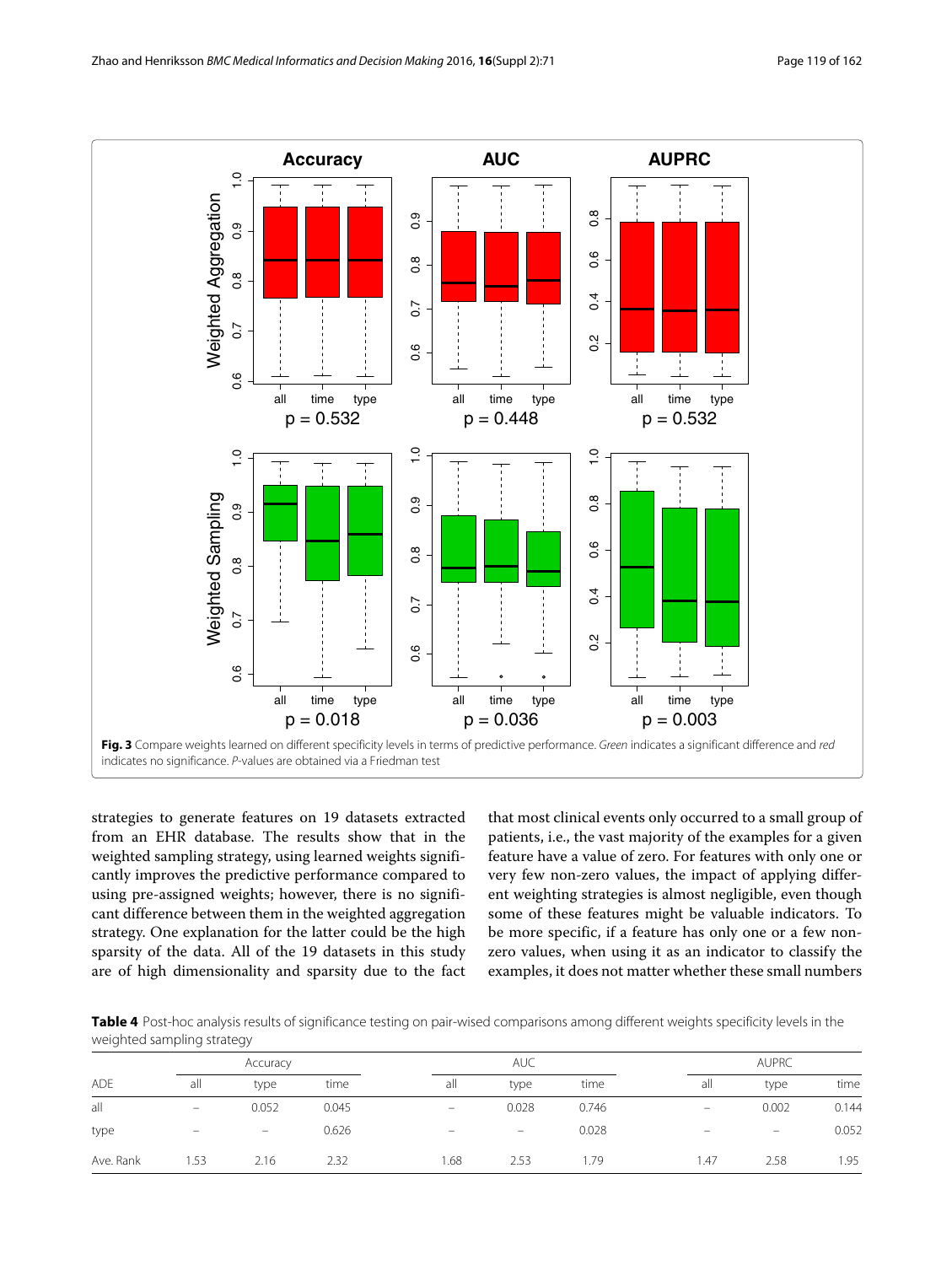Fig. 3 Compare weights learned on different specificity levels in terms of predictive performance. *Green* indicates a significant difference and *red* indicates no significance. *P*-values are obtained via a Friedman test

strategies to generate features on 19 datasets extracted from an EHR database. The results show that in the weighted sampling strategy, using learned weights significantly improves the predictive performance compared to using pre-assigned weights; however, there is no significant difference between them in the weighted aggregation strategy. One explanation for the latter could be the high sparsity of the data. All of the 19 datasets in this study are of high dimensionality and sparsity due to the fact that most clinical events only occurred to a small group of patients, i.e., the vast majority of the examples for a given feature have a value of zero. For features with only one or very few non-zero values, the impact of applying different weighting strategies is almost negligible, even though some of these features might be valuable indicators. To be more specific, if a feature has only one or a few non-zero values, when using it as an indicator to classify the examples, it does not matter whether these small numbers

**Table 4** Post-hoc analysis results of significance testing on pair-wised comparisons among different weights specificity levels in the weighted sampling strategy

| | Accuracy | | | AUC | | | AUPRC | | |
|---|---|---|---|---|---|---|---|---|---|
| ADE | all | type | time | all | type | time | all | type | time |
| all | – | 0.052 | 0.045 | – | 0.028 | 0.746 | – | 0.002 | 0.144 |
| type | – | – | 0.626 | – | – | 0.028 | – | – | 0.052 |
| Ave. Rank | 1.53 | 2.16 | 2.32 | 1.68 | 2.53 | 1.79 | 1.47 | 2.58 | 1.95 |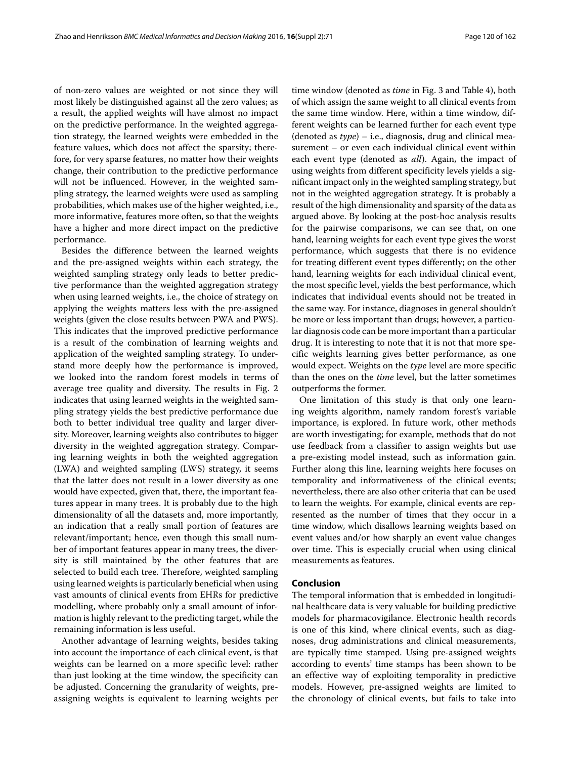of non-zero values are weighted or not since they will most likely be distinguished against all the zero values; as a result, the applied weights will have almost no impact on the predictive performance. In the weighted aggregation strategy, the learned weights were embedded in the feature values, which does not affect the sparsity; therefore, for very sparse features, no matter how their weights change, their contribution to the predictive performance will not be influenced. However, in the weighted sampling strategy, the learned weights were used as sampling probabilities, which makes use of the higher weighted, i.e., more informative, features more often, so that the weights have a higher and more direct impact on the predictive performance.

Besides the difference between the learned weights and the pre-assigned weights within each strategy, the weighted sampling strategy only leads to better predictive performance than the weighted aggregation strategy when using learned weights, i.e., the choice of strategy on applying the weights matters less with the pre-assigned weights (given the close results between PWA and PWS). This indicates that the improved predictive performance is a result of the combination of learning weights and application of the weighted sampling strategy. To understand more deeply how the performance is improved, we looked into the random forest models in terms of average tree quality and diversity. The results in Fig. 2 indicates that using learned weights in the weighted sampling strategy yields the best predictive performance due both to better individual tree quality and larger diversity. Moreover, learning weights also contributes to bigger diversity in the weighted aggregation strategy. Comparing learning weights in both the weighted aggregation (LWA) and weighted sampling (LWS) strategy, it seems that the latter does not result in a lower diversity as one would have expected, given that, there, the important features appear in many trees. It is probably due to the high dimensionality of all the datasets and, more importantly, an indication that a really small portion of features are relevant/important; hence, even though this small number of important features appear in many trees, the diversity is still maintained by the other features that are selected to build each tree. Therefore, weighted sampling using learned weights is particularly beneficial when using vast amounts of clinical events from EHRs for predictive modelling, where probably only a small amount of information is highly relevant to the predicting target, while the remaining information is less useful.

Another advantage of learning weights, besides taking into account the importance of each clinical event, is that weights can be learned on a more specific level: rather than just looking at the time window, the specificity can be adjusted. Concerning the granularity of weights, pre-assigning weights is equivalent to learning weights per time window (denoted as *time* in Fig. 3 and Table 4), both of which assign the same weight to all clinical events from the same time window. Here, within a time window, different weights can be learned further for each event type (denoted as *type*) – i.e., diagnosis, drug and clinical measurement – or even each individual clinical event within each event type (denoted as *all*). Again, the impact of using weights from different specificity levels yields a significant impact only in the weighted sampling strategy, but not in the weighted aggregation strategy. It is probably a result of the high dimensionality and sparsity of the data as argued above. By looking at the post-hoc analysis results for the pairwise comparisons, we can see that, on one hand, learning weights for each event type gives the worst performance, which suggests that there is no evidence for treating different event types differently; on the other hand, learning weights for each individual clinical event, the most specific level, yields the best performance, which indicates that individual events should not be treated in the same way. For instance, diagnoses in general shouldn't be more or less important than drugs; however, a particular diagnosis code can be more important than a particular drug. It is interesting to note that it is not that more specific weights learning gives better performance, as one would expect. Weights on the *type* level are more specific than the ones on the *time* level, but the latter sometimes outperforms the former.

One limitation of this study is that only one learning weights algorithm, namely random forest's variable importance, is explored. In future work, other methods are worth investigating; for example, methods that do not use feedback from a classifier to assign weights but use a pre-existing model instead, such as information gain. Further along this line, learning weights here focuses on temporality and informativeness of the clinical events; nevertheless, there are also other criteria that can be used to learn the weights. For example, clinical events are represented as the number of times that they occur in a time window, which disallows learning weights based on event values and/or how sharply an event value changes over time. This is especially crucial when using clinical measurements as features.

## Conclusion

The temporal information that is embedded in longitudinal healthcare data is very valuable for building predictive models for pharmacovigilance. Electronic health records is one of this kind, where clinical events, such as diagnoses, drug administrations and clinical measurements, are typically time stamped. Using pre-assigned weights according to events' time stamps has been shown to be an effective way of exploiting temporality in predictive models. However, pre-assigned weights are limited to the chronology of clinical events, but fails to take into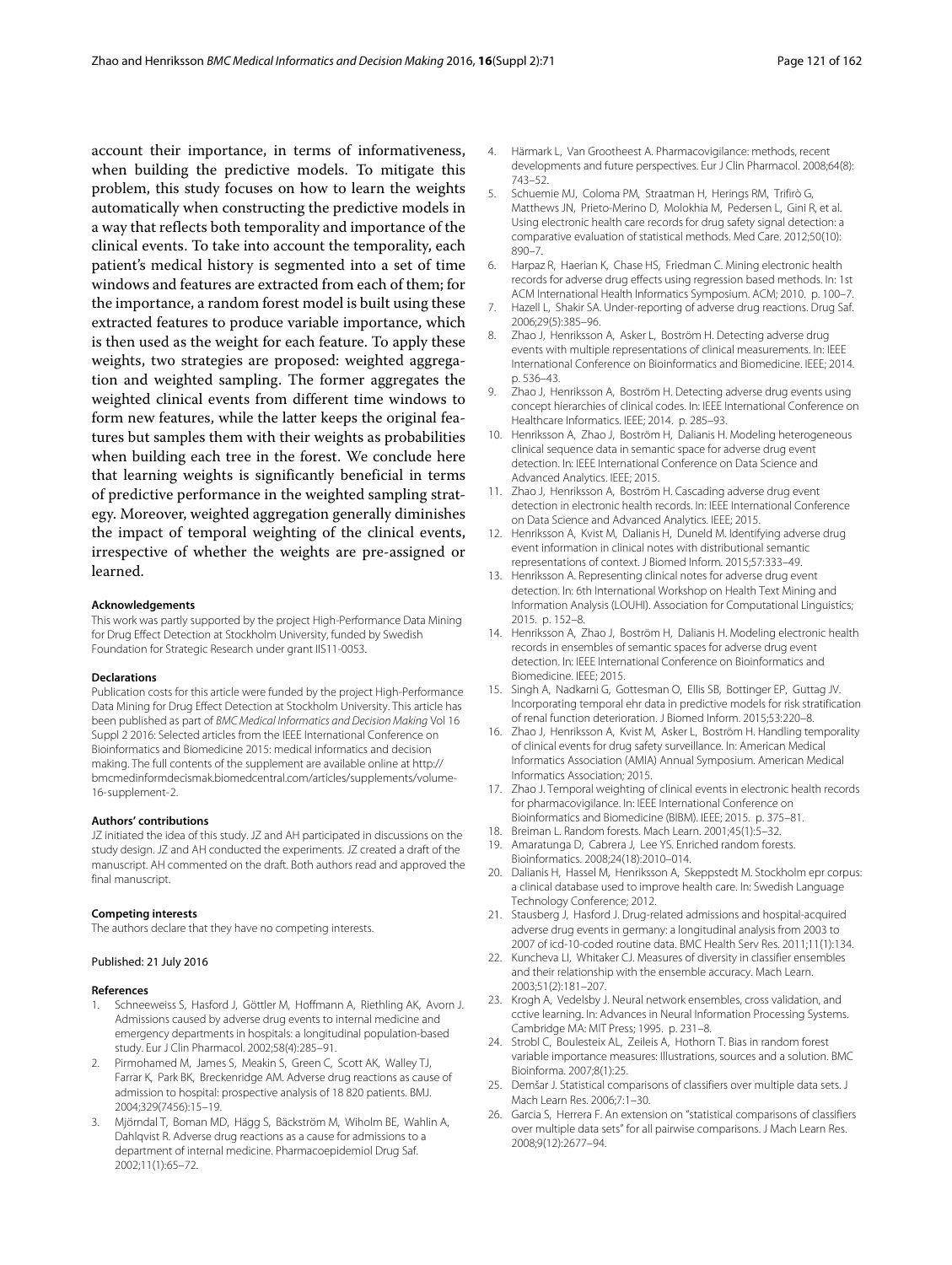account their importance, in terms of informativeness, when building the predictive models. To mitigate this problem, this study focuses on how to learn the weights automatically when constructing the predictive models in a way that reflects both temporality and importance of the clinical events. To take into account the temporality, each patient's medical history is segmented into a set of time windows and features are extracted from each of them; for the importance, a random forest model is built using these extracted features to produce variable importance, which is then used as the weight for each feature. To apply these weights, two strategies are proposed: weighted aggregation and weighted sampling. The former aggregates the weighted clinical events from different time windows to form new features, while the latter keeps the original features but samples them with their weights as probabilities when building each tree in the forest. We conclude here that learning weights is significantly beneficial in terms of predictive performance in the weighted sampling strategy. Moreover, weighted aggregation generally diminishes the impact of temporal weighting of the clinical events, irrespective of whether the weights are pre-assigned or learned.

#### Acknowledgements

This work was partly supported by the project High-Performance Data Mining for Drug Effect Detection at Stockholm University, funded by Swedish Foundation for Strategic Research under grant IIS11-0053.

#### Declarations

Publication costs for this article were funded by the project High-Performance Data Mining for Drug Effect Detection at Stockholm University. This article has been published as part of *BMC Medical Informatics and Decision Making* Vol 16 Suppl 2 2016: Selected articles from the IEEE International Conference on Bioinformatics and Biomedicine 2015: medical informatics and decision making. The full contents of the supplement are available online at http://bmcmedinformdecismak.biomedcentral.com/articles/supplements/volume-16-supplement-2.

#### Authors' contributions

JZ initiated the idea of this study. JZ and AH participated in discussions on the study design. JZ and AH conducted the experiments. JZ created a draft of the manuscript. AH commented on the draft. Both authors read and approved the final manuscript.

#### Competing interests

The authors declare that they have no competing interests.

Published: 21 July 2016

#### References

1. Schneeweiss S, Hasford J, Göttler M, Hoffmann A, Riethling AK, Avorn J. Admissions caused by adverse drug events to internal medicine and emergency departments in hospitals: a longitudinal population-based study. Eur J Clin Pharmacol. 2002;58(4):285–91.
2. Pirmohamed M, James S, Meakin S, Green C, Scott AK, Walley TJ, Farrar K, Park BK, Breckenridge AM. Adverse drug reactions as cause of admission to hospital: prospective analysis of 18 820 patients. BMJ. 2004;329(7456):15–19.
3. Mjörndal T, Boman MD, Hägg S, Bäckström M, Wiholm BE, Wahlin A, Dahlqvist R. Adverse drug reactions as a cause for admissions to a department of internal medicine. Pharmacoepidemiol Drug Saf. 2002;11(1):65–72.
4. Härmark L, Van Grootheest A. Pharmacovigilance: methods, recent developments and future perspectives. Eur J Clin Pharmacol. 2008;64(8): 743–52.
5. Schuemie MJ, Coloma PM, Straatman H, Herings RM, Trifirò G, Matthews JN, Prieto-Merino D, Molokhia M, Pedersen L, Gini R, et al. Using electronic health care records for drug safety signal detection: a comparative evaluation of statistical methods. Med Care. 2012;50(10): 890–7.
6. Harpaz R, Haerian K, Chase HS, Friedman C. Mining electronic health records for adverse drug effects using regression based methods. In: 1st ACM International Health Informatics Symposium. ACM; 2010. p. 100–7.
7. Hazell L, Shakir SA. Under-reporting of adverse drug reactions. Drug Saf. 2006;29(5):385–96.
8. Zhao J, Henriksson A, Asker L, Boström H. Detecting adverse drug events with multiple representations of clinical measurements. In: IEEE International Conference on Bioinformatics and Biomedicine. IEEE; 2014. p. 536–43.
9. Zhao J, Henriksson A, Boström H. Detecting adverse drug events using concept hierarchies of clinical codes. In: IEEE International Conference on Healthcare Informatics. IEEE; 2014. p. 285–93.
10. Henriksson A, Zhao J, Boström H, Dalianis H. Modeling heterogeneous clinical sequence data in semantic space for adverse drug event detection. In: IEEE International Conference on Data Science and Advanced Analytics. IEEE; 2015.
11. Zhao J, Henriksson A, Boström H. Cascading adverse drug event detection in electronic health records. In: IEEE International Conference on Data Science and Advanced Analytics. IEEE; 2015.
12. Henriksson A, Kvist M, Dalianis H, Duneld M. Identifying adverse drug event information in clinical notes with distributional semantic representations of context. J Biomed Inform. 2015;57:333–49.
13. Henriksson A. Representing clinical notes for adverse drug event detection. In: 6th International Workshop on Health Text Mining and Information Analysis (LOUHI). Association for Computational Linguistics; 2015. p. 152–8.
14. Henriksson A, Zhao J, Boström H, Dalianis H. Modeling electronic health records in ensembles of semantic spaces for adverse drug event detection. In: IEEE International Conference on Bioinformatics and Biomedicine. IEEE; 2015.
15. Singh A, Nadkarni G, Gottesman O, Ellis SB, Bottinger EP, Guttag JV. Incorporating temporal ehr data in predictive models for risk stratification of renal function deterioration. J Biomed Inform. 2015;53:220–8.
16. Zhao J, Henriksson A, Kvist M, Asker L, Boström H. Handling temporality of clinical events for drug safety surveillance. In: American Medical Informatics Association (AMIA) Annual Symposium. American Medical Informatics Association; 2015.
17. Zhao J. Temporal weighting of clinical events in electronic health records for pharmacovigilance. In: IEEE International Conference on Bioinformatics and Biomedicine (BIBM). IEEE; 2015. p. 375–81.
18. Breiman L. Random forests. Mach Learn. 2001;45(1):5–32.
19. Amaratunga D, Cabrera J, Lee YS. Enriched random forests. Bioinformatics. 2008;24(18):2010–014.
20. Dalianis H, Hassel M, Henriksson A, Skeppstedt M. Stockholm epr corpus: a clinical database used to improve health care. In: Swedish Language Technology Conference; 2012.
21. Stausberg J, Hasford J. Drug-related admissions and hospital-acquired adverse drug events in germany: a longitudinal analysis from 2003 to 2007 of icd-10-coded routine data. BMC Health Serv Res. 2011;11(1):134.
22. Kuncheva LI, Whitaker CJ. Measures of diversity in classifier ensembles and their relationship with the ensemble accuracy. Mach Learn. 2003;51(2):181–207.
23. Krogh A, Vedelsby J. Neural network ensembles, cross validation, and cctive learning. In: Advances in Neural Information Processing Systems. Cambridge MA: MIT Press; 1995. p. 231–8.
24. Strobl C, Boulesteix AL, Zeileis A, Hothorn T. Bias in random forest variable importance measures: Illustrations, sources and a solution. BMC Bioinforma. 2007;8(1):25.
25. Demšar J. Statistical comparisons of classifiers over multiple data sets. J Mach Learn Res. 2006;7:1–30.
26. Garcia S, Herrera F. An extension on "statistical comparisons of classifiers over multiple data sets" for all pairwise comparisons. J Mach Learn Res. 2008;9(12):2677–94.